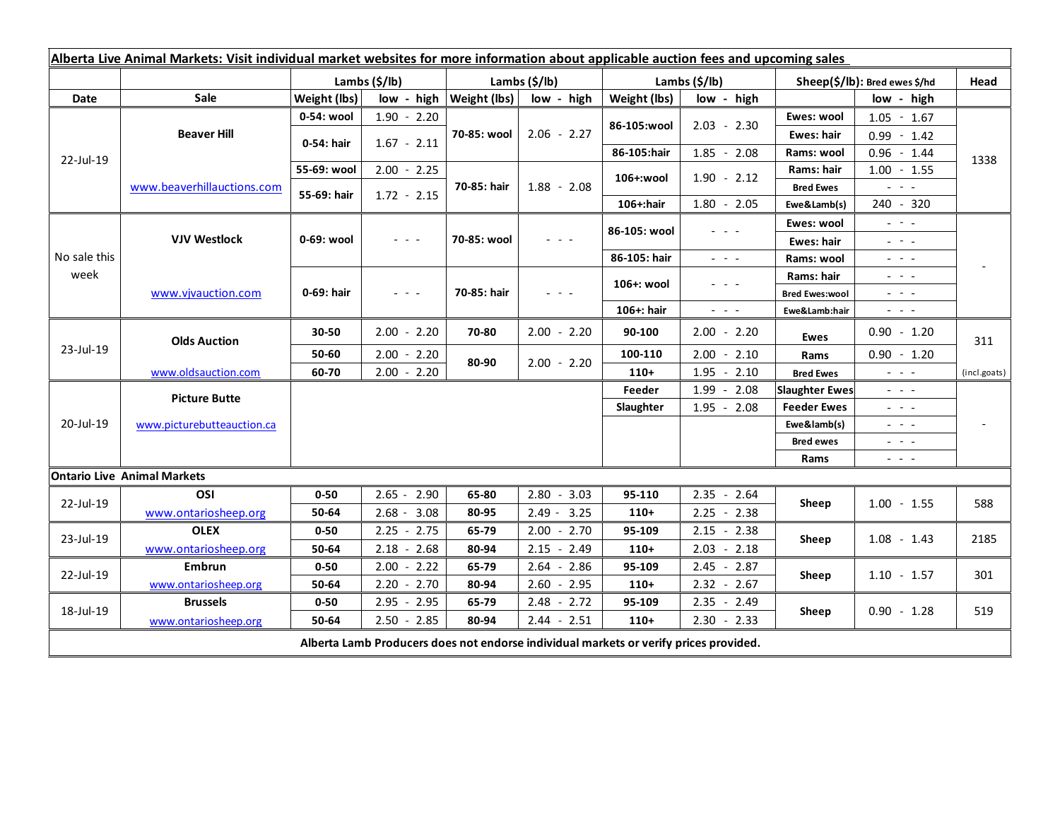**Alberta Live Animal Markets: Visit individual market websites for more information about applicable auction fees and upcoming sales**

| Date | Sale | Lambs ($/lb) Weight (lbs) | low - high | Lambs ($/lb) Weight (lbs) | low - high | Lambs ($/lb) Weight (lbs) | low - high | Sheep($/lb): Bred ewes $/hd | low - high | Head |
|---|---|---|---|---|---|---|---|---|---|---|
| 22-Jul-19 | Beaver Hill | 0-54: wool | 1.90 - 2.20 | 70-85: wool | 2.06 - 2.27 | 86-105:wool | 2.03 - 2.30 | Ewes: wool | 1.05 - 1.67 | 1338 |
| | | 0-54: hair | 1.67 - 2.11 | | | | | Ewes: hair | 0.99 - 1.42 | |
| | | | | | | 86-105:hair | 1.85 - 2.08 | Rams: wool | 0.96 - 1.44 | |
| | | 55-69: wool | 2.00 - 2.25 | 70-85: hair | 1.88 - 2.08 | 106+:wool | 1.90 - 2.12 | Rams: hair | 1.00 - 1.55 | |
| | www.beaverhillauctions.com | 55-69: hair | 1.72 - 2.15 | | | | | Bred Ewes | - - - | |
| | | | | | | 106+:hair | 1.80 - 2.05 | Ewe&Lamb(s) | 240 - 320 | |
| No sale this week | VJV Westlock | 0-69: wool | - - - | 70-85: wool | - - - | 86-105: wool | - - - | Ewes: wool | - - - | - |
| | | | | | | | | Ewes: hair | - - - | |
| | | | | | | 86-105: hair | - - - | Rams: wool | - - - | |
| | www.vjvauction.com | 0-69: hair | - - - | 70-85: hair | - - - | 106+: wool | - - - | Rams: hair | - - - | |
| | | | | | | | | Bred Ewes:wool | - - - | |
| | | | | | | 106+: hair | - - - | Ewe&Lamb:hair | - - - | |
| 23-Jul-19 | Olds Auction | 30-50 | 2.00 - 2.20 | 70-80 | 2.00 - 2.20 | 90-100 | 2.00 - 2.20 | Ewes | 0.90 - 1.20 | 311 |
| | | 50-60 | 2.00 - 2.20 | 80-90 | 2.00 - 2.20 | 100-110 | 2.00 - 2.10 | Rams | 0.90 - 1.20 | |
| | www.oldsauction.com | 60-70 | 2.00 - 2.20 | | | 110+ | 1.95 - 2.10 | Bred Ewes | - - - | (incl.goats) |
| 20-Jul-19 | Picture Butte | | | | | Feeder | 1.99 - 2.08 | Slaughter Ewes | - - - | - |
| | www.picturebutteauction.ca | | | | | Slaughter | 1.95 - 2.08 | Feeder Ewes | - - - | |
| | | | | | | | | Ewe&lamb(s) | - - - | |
| | | | | | | | | Bred ewes | - - - | |
| | | | | | | | | Rams | - - - | |
| **Ontario Live Animal Markets** | | | | | | | | | | |
| 22-Jul-19 | OSI | 0-50 | 2.65 - 2.90 | 65-80 | 2.80 - 3.03 | 95-110 | 2.35 - 2.64 | Sheep | 1.00 - 1.55 | 588 |
| | www.ontariosheep.org | 50-64 | 2.68 - 3.08 | 80-95 | 2.49 - 3.25 | 110+ | 2.25 - 2.38 | | | |
| 23-Jul-19 | OLEX | 0-50 | 2.25 - 2.75 | 65-79 | 2.00 - 2.70 | 95-109 | 2.15 - 2.38 | Sheep | 1.08 - 1.43 | 2185 |
| | www.ontariosheep.org | 50-64 | 2.18 - 2.68 | 80-94 | 2.15 - 2.49 | 110+ | 2.03 - 2.18 | | | |
| 22-Jul-19 | Embrun | 0-50 | 2.00 - 2.22 | 65-79 | 2.64 - 2.86 | 95-109 | 2.45 - 2.87 | Sheep | 1.10 - 1.57 | 301 |
| | www.ontariosheep.org | 50-64 | 2.20 - 2.70 | 80-94 | 2.60 - 2.95 | 110+ | 2.32 - 2.67 | | | |
| 18-Jul-19 | Brussels | 0-50 | 2.95 - 2.95 | 65-79 | 2.48 - 2.72 | 95-109 | 2.35 - 2.49 | Sheep | 0.90 - 1.28 | 519 |
| | www.ontariosheep.org | 50-64 | 2.50 - 2.85 | 80-94 | 2.44 - 2.51 | 110+ | 2.30 - 2.33 | | | |

**Alberta Lamb Producers does not endorse individual markets or verify prices provided.**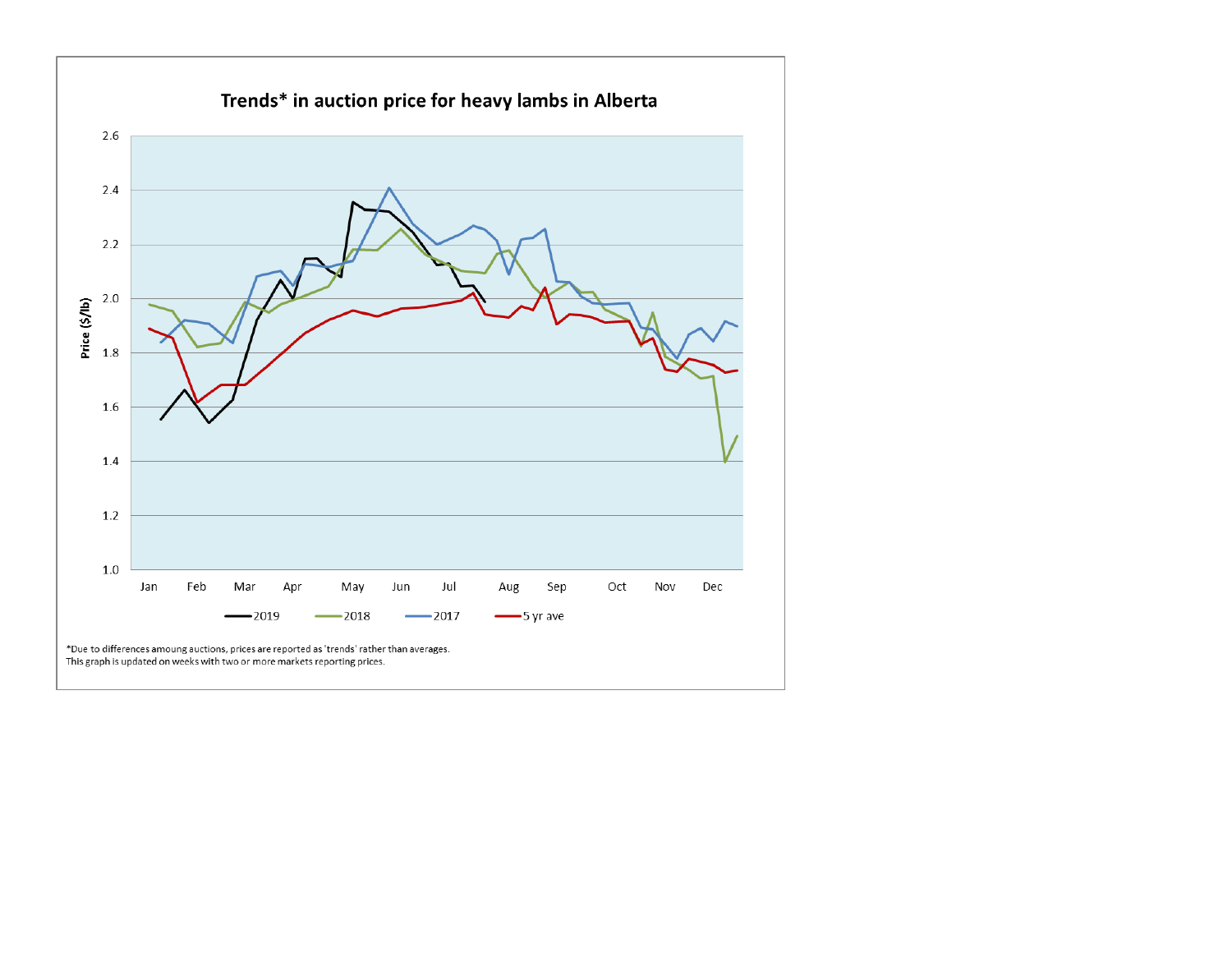## Trends* in auction price for heavy lambs in Alberta

Price ($/lb)

2.6
2.4
2.2
2.0
1.8
1.6
1.4
1.2
1.0

Jan Feb Mar Apr May Jun Jul Aug Sep Oct Nov Dec

2019 2018 2017 5 yr ave

*Due to differences amoung auctions, prices are reported as 'trends' rather than averages.
This graph is updated on weeks with two or more markets reporting prices.